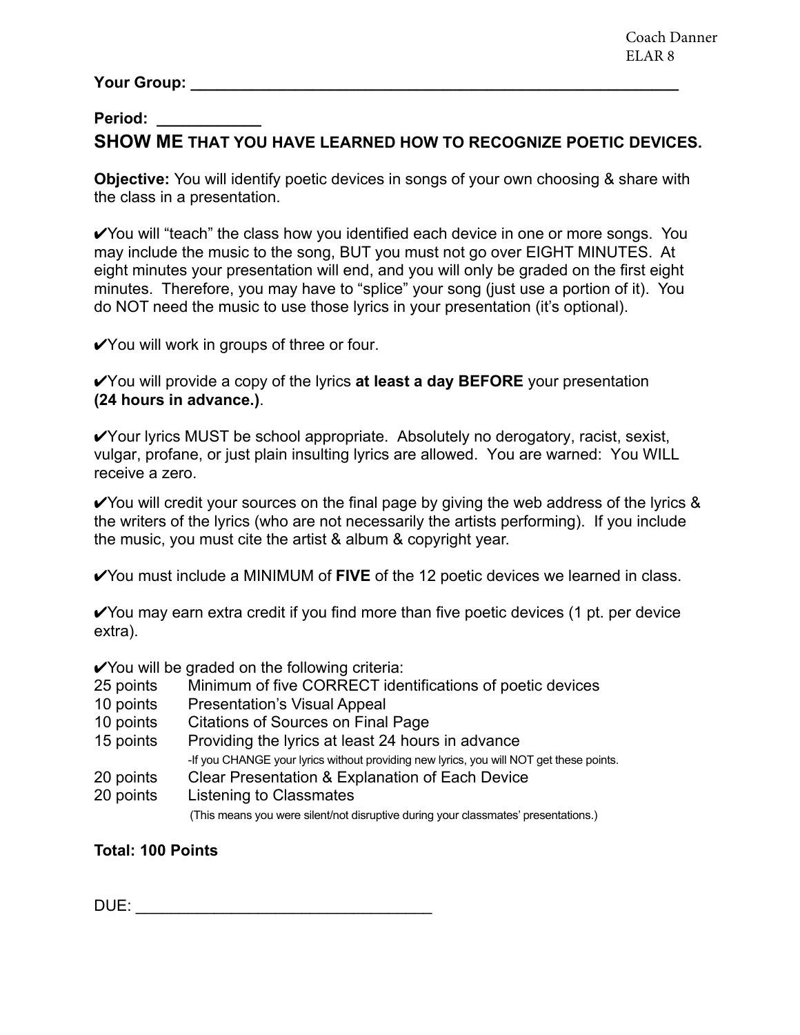Coach Danner
ELAR 8

**Your Group: ___________________________________________________________**

**Period: ____________**

## SHOW ME THAT YOU HAVE LEARNED HOW TO RECOGNIZE POETIC DEVICES.

**Objective:** You will identify poetic devices in songs of your own choosing & share with the class in a presentation.

✔You will "teach" the class how you identified each device in one or more songs. You may include the music to the song, BUT you must not go over EIGHT MINUTES. At eight minutes your presentation will end, and you will only be graded on the first eight minutes. Therefore, you may have to "splice" your song (just use a portion of it). You do NOT need the music to use those lyrics in your presentation (it's optional).

✔You will work in groups of three or four.

✔You will provide a copy of the lyrics **at least a day BEFORE** your presentation **(24 hours in advance.)**.

✔Your lyrics MUST be school appropriate. Absolutely no derogatory, racist, sexist, vulgar, profane, or just plain insulting lyrics are allowed. You are warned: You WILL receive a zero.

✔You will credit your sources on the final page by giving the web address of the lyrics & the writers of the lyrics (who are not necessarily the artists performing). If you include the music, you must cite the artist & album & copyright year.

✔You must include a MINIMUM of **FIVE** of the 12 poetic devices we learned in class.

✔You may earn extra credit if you find more than five poetic devices (1 pt. per device extra).

✔You will be graded on the following criteria:

| Points | Criteria |
| --- | --- |
| 25 points | Minimum of five CORRECT identifications of poetic devices |
| 10 points | Presentation's Visual Appeal |
| 10 points | Citations of Sources on Final Page |
| 15 points | Providing the lyrics at least 24 hours in advance<br>-If you CHANGE your lyrics without providing new lyrics, you will NOT get these points. |
| 20 points | Clear Presentation & Explanation of Each Device |
| 20 points | Listening to Classmates<br>(This means you were silent/not disruptive during your classmates' presentations.) |

**Total: 100 Points**

DUE: _________________________________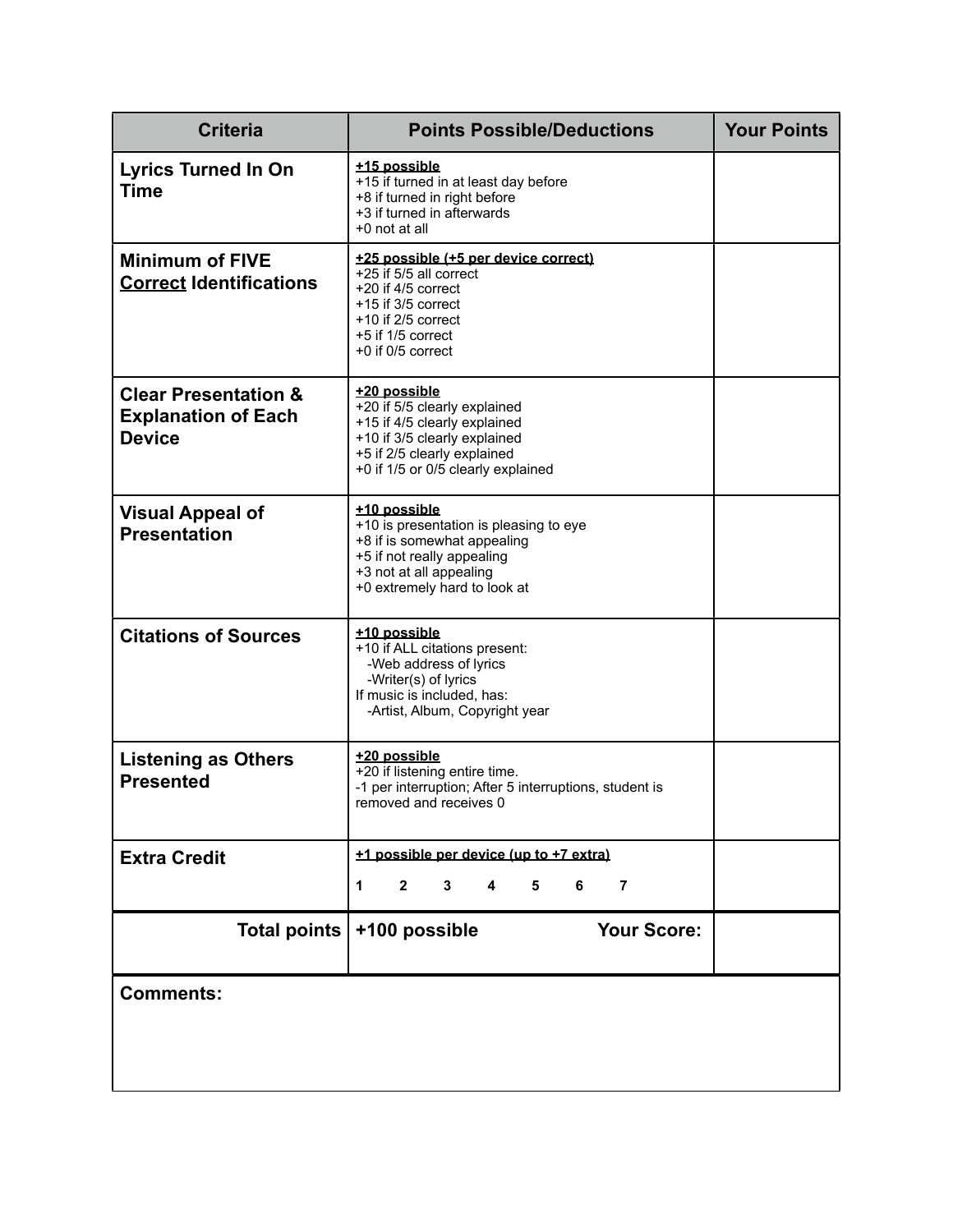| Criteria | Points Possible/Deductions | Your Points |
|---|---|---|
| **Lyrics Turned In On Time** | <u>**+15 possible**</u><br>+15 if turned in at least day before<br>+8 if turned in right before<br>+3 if turned in afterwards<br>+0 not at all | |
| **Minimum of FIVE <u>Correct</u> Identifications** | <u>**+25 possible (+5 per device correct)**</u><br>+25 if 5/5 all correct<br>+20 if 4/5 correct<br>+15 if 3/5 correct<br>+10 if 2/5 correct<br>+5 if 1/5 correct<br>+0 if 0/5 correct | |
| **Clear Presentation & Explanation of Each Device** | <u>**+20 possible**</u><br>+20 if 5/5 clearly explained<br>+15 if 4/5 clearly explained<br>+10 if 3/5 clearly explained<br>+5 if 2/5 clearly explained<br>+0 if 1/5 or 0/5 clearly explained | |
| **Visual Appeal of Presentation** | <u>**+10 possible**</u><br>+10 is presentation is pleasing to eye<br>+8 if is somewhat appealing<br>+5 if not really appealing<br>+3 not at all appealing<br>+0 extremely hard to look at | |
| **Citations of Sources** | <u>**+10 possible**</u><br>+10 if ALL citations present:<br>-Web address of lyrics<br>-Writer(s) of lyrics<br>If music is included, has:<br>-Artist, Album, Copyright year | |
| **Listening as Others Presented** | <u>**+20 possible**</u><br>+20 if listening entire time.<br>-1 per interruption; After 5 interruptions, student is removed and receives 0 | |
| **Extra Credit** | <u>**+1 possible per device (up to +7 extra)**</u><br>**1 2 3 4 5 6 7** | |
| **Total points** | **+100 possible** **Your Score:** | |

**Comments:**